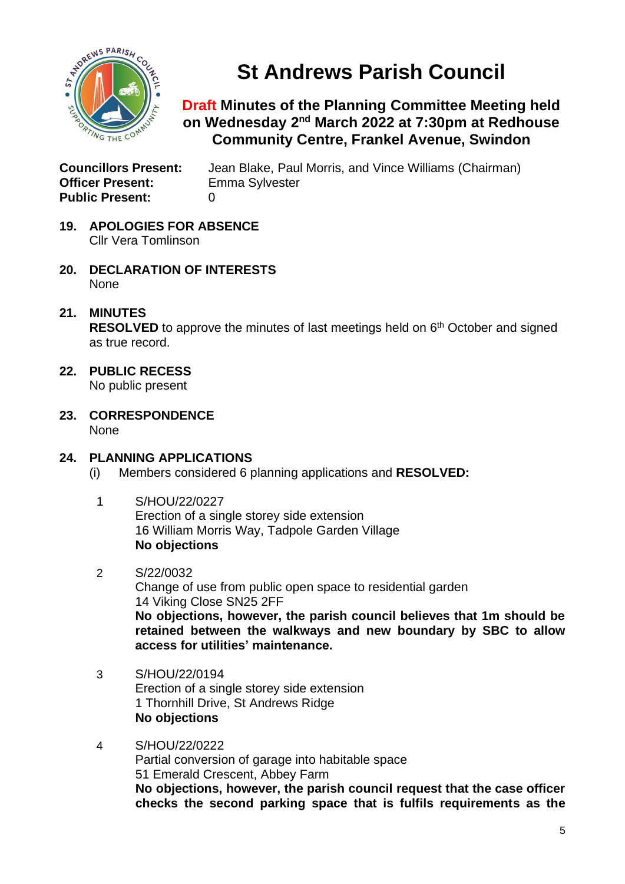# St Andrews Parish Council

## Draft Minutes of the Planning Committee Meeting held on Wednesday 2nd March 2022 at 7:30pm at Redhouse Community Centre, Frankel Avenue, Swindon

**Councillors Present:** Jean Blake, Paul Morris, and Vince Williams (Chairman)
**Officer Present:** Emma Sylvester
**Public Present:** 0

**19. APOLOGIES FOR ABSENCE**
Cllr Vera Tomlinson

**20. DECLARATION OF INTERESTS**
None

**21. MINUTES**
**RESOLVED** to approve the minutes of last meetings held on 6th October and signed as true record.

**22. PUBLIC RECESS**
No public present

**23. CORRESPONDENCE**
None

**24. PLANNING APPLICATIONS**

(i) Members considered 6 planning applications and **RESOLVED:**

1. S/HOU/22/0227
   Erection of a single storey side extension
   16 William Morris Way, Tadpole Garden Village
   **No objections**

2. S/22/0032
   Change of use from public open space to residential garden
   14 Viking Close SN25 2FF
   **No objections, however, the parish council believes that 1m should be retained between the walkways and new boundary by SBC to allow access for utilities' maintenance.**

3. S/HOU/22/0194
   Erection of a single storey side extension
   1 Thornhill Drive, St Andrews Ridge
   **No objections**

4. S/HOU/22/0222
   Partial conversion of garage into habitable space
   51 Emerald Crescent, Abbey Farm
   **No objections, however, the parish council request that the case officer checks the second parking space that is fulfils requirements as the**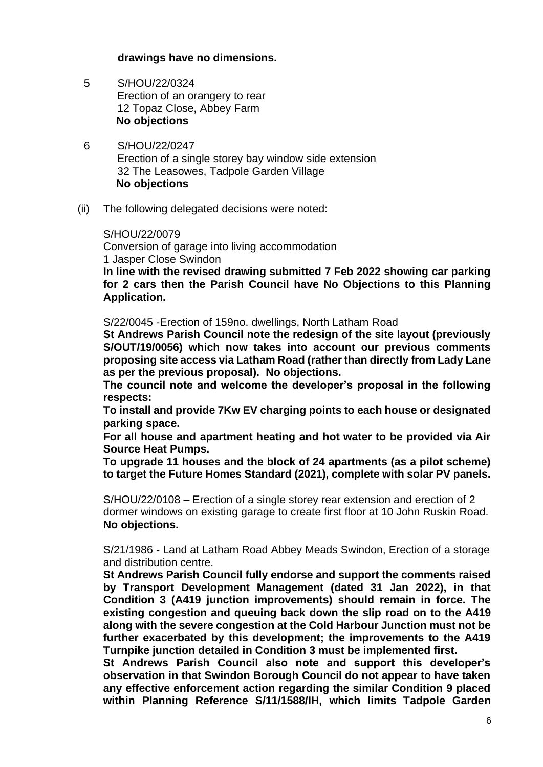**drawings have no dimensions.**

5 S/HOU/22/0324
Erection of an orangery to rear
12 Topaz Close, Abbey Farm
**No objections**

6 S/HOU/22/0247
Erection of a single storey bay window side extension
32 The Leasowes, Tadpole Garden Village
**No objections**

(ii) The following delegated decisions were noted:

S/HOU/22/0079
Conversion of garage into living accommodation
1 Jasper Close Swindon
**In line with the revised drawing submitted 7 Feb 2022 showing car parking for 2 cars then the Parish Council have No Objections to this Planning Application.**

S/22/0045 -Erection of 159no. dwellings, North Latham Road
**St Andrews Parish Council note the redesign of the site layout (previously S/OUT/19/0056) which now takes into account our previous comments proposing site access via Latham Road (rather than directly from Lady Lane as per the previous proposal). No objections.**
**The council note and welcome the developer's proposal in the following respects:**
**To install and provide 7Kw EV charging points to each house or designated parking space.**
**For all house and apartment heating and hot water to be provided via Air Source Heat Pumps.**
**To upgrade 11 houses and the block of 24 apartments (as a pilot scheme) to target the Future Homes Standard (2021), complete with solar PV panels.**

S/HOU/22/0108 – Erection of a single storey rear extension and erection of 2 dormer windows on existing garage to create first floor at 10 John Ruskin Road.
**No objections.**

S/21/1986 - Land at Latham Road Abbey Meads Swindon, Erection of a storage and distribution centre.
**St Andrews Parish Council fully endorse and support the comments raised by Transport Development Management (dated 31 Jan 2022), in that Condition 3 (A419 junction improvements) should remain in force. The existing congestion and queuing back down the slip road on to the A419 along with the severe congestion at the Cold Harbour Junction must not be further exacerbated by this development; the improvements to the A419 Turnpike junction detailed in Condition 3 must be implemented first.**
**St Andrews Parish Council also note and support this developer's observation in that Swindon Borough Council do not appear to have taken any effective enforcement action regarding the similar Condition 9 placed within Planning Reference S/11/1588/IH, which limits Tadpole Garden**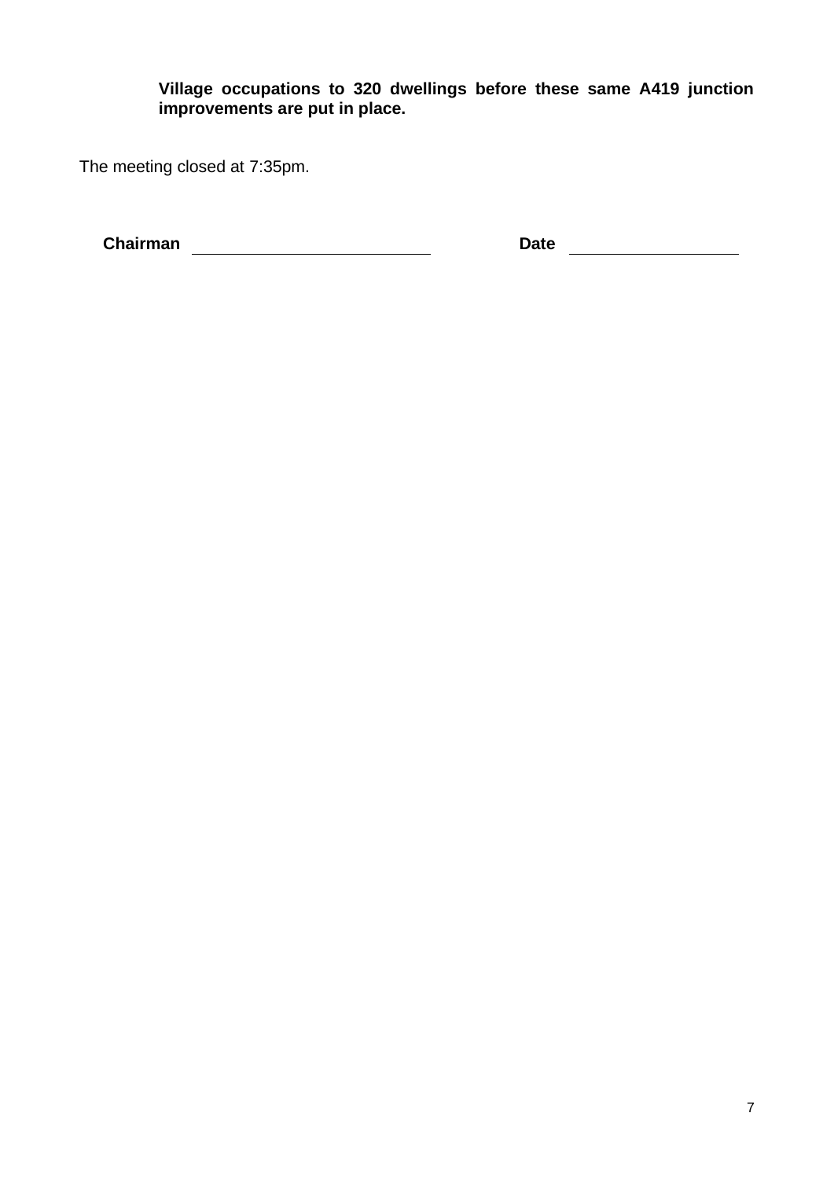**Village occupations to 320 dwellings before these same A419 junction improvements are put in place.**

The meeting closed at 7:35pm.

**Chairman** \_\_\_\_\_\_\_\_\_\_\_\_\_\_\_\_\_\_\_\_\_\_\_\_\_\_ **Date** \_\_\_\_\_\_\_\_\_\_\_\_\_\_\_\_\_\_\_